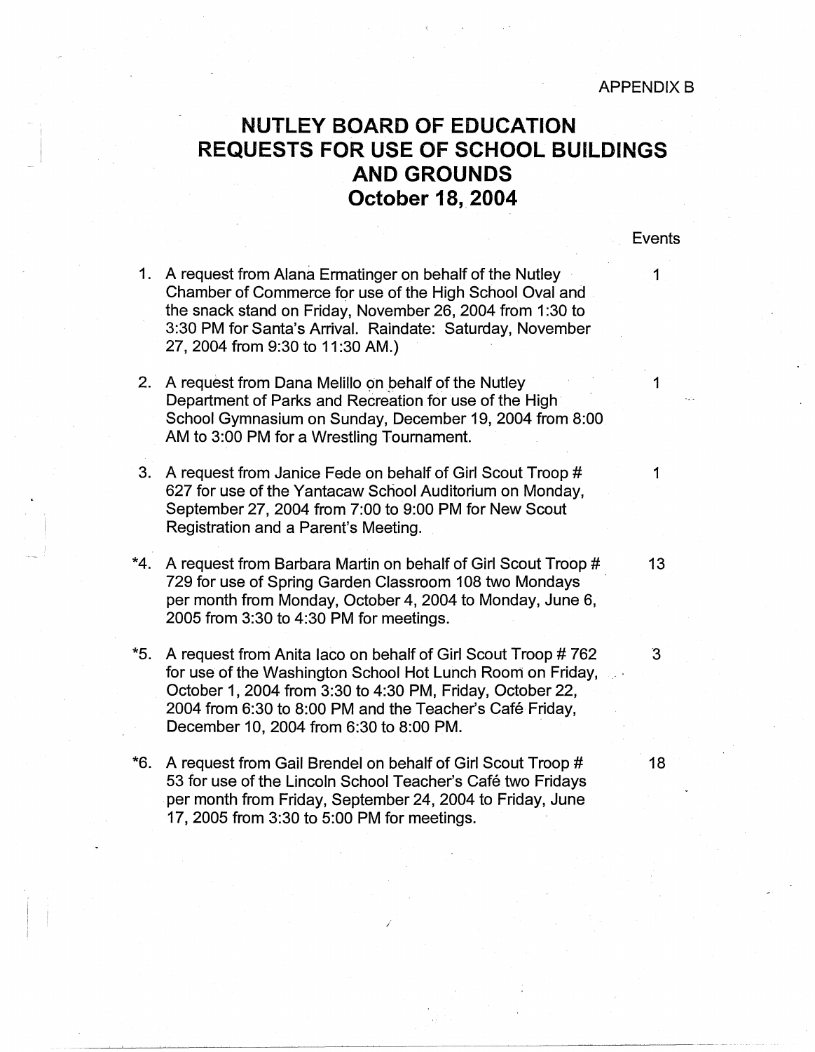APPENDIX B

# NUTLEY BOARD OF EDUCATION
# REQUESTS FOR USE OF SCHOOL BUILDINGS AND GROUNDS
# October 18, 2004

| | | Events |
|---|---|---|
| 1. | A request from Alana Ermatinger on behalf of the Nutley Chamber of Commerce for use of the High School Oval and the snack stand on Friday, November 26, 2004 from 1:30 to 3:30 PM for Santa's Arrival. Raindate: Saturday, November 27, 2004 from 9:30 to 11:30 AM.) | 1 |
| 2. | A request from Dana Melillo on behalf of the Nutley Department of Parks and Recreation for use of the High School Gymnasium on Sunday, December 19, 2004 from 8:00 AM to 3:00 PM for a Wrestling Tournament. | 1 |
| 3. | A request from Janice Fede on behalf of Girl Scout Troop # 627 for use of the Yantacaw School Auditorium on Monday, September 27, 2004 from 7:00 to 9:00 PM for New Scout Registration and a Parent's Meeting. | 1 |
| *4. | A request from Barbara Martin on behalf of Girl Scout Troop # 729 for use of Spring Garden Classroom 108 two Mondays per month from Monday, October 4, 2004 to Monday, June 6, 2005 from 3:30 to 4:30 PM for meetings. | 13 |
| *5. | A request from Anita Iaco on behalf of Girl Scout Troop # 762 for use of the Washington School Hot Lunch Room on Friday, October 1, 2004 from 3:30 to 4:30 PM, Friday, October 22, 2004 from 6:30 to 8:00 PM and the Teacher's Café Friday, December 10, 2004 from 6:30 to 8:00 PM. | 3 |
| *6. | A request from Gail Brendel on behalf of Girl Scout Troop # 53 for use of the Lincoln School Teacher's Café two Fridays per month from Friday, September 24, 2004 to Friday, June 17, 2005 from 3:30 to 5:00 PM for meetings. | 18 |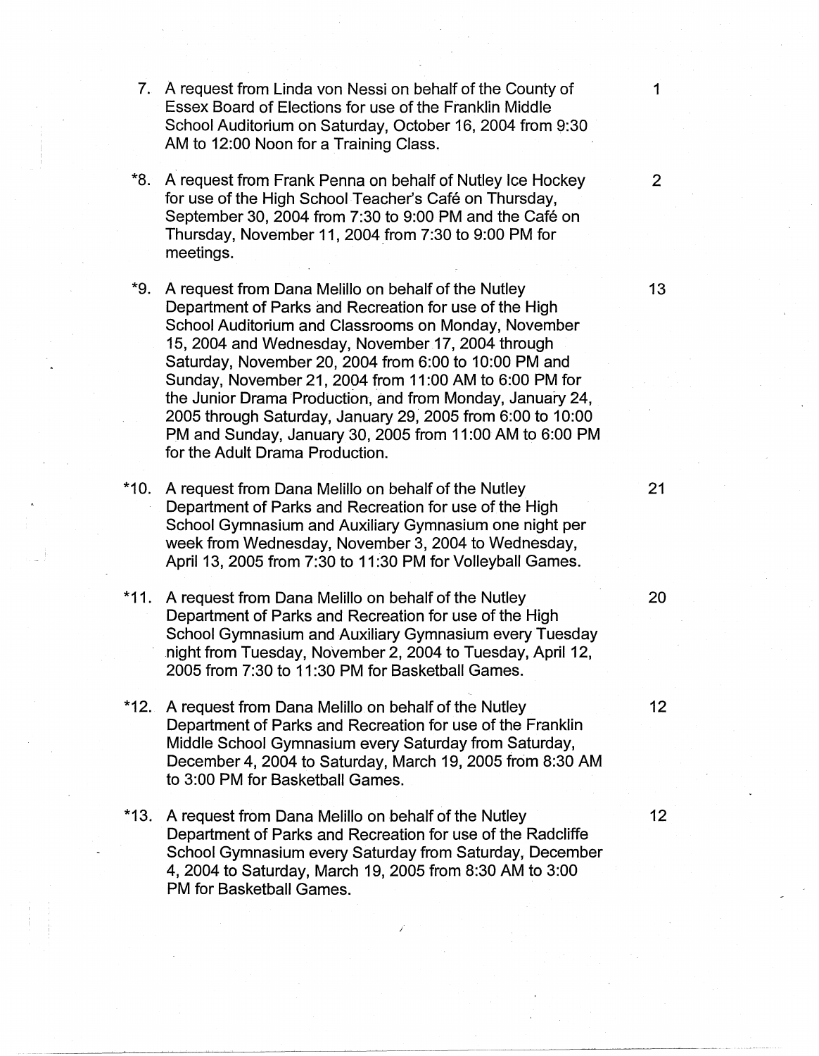7. A request from Linda von Nessi on behalf of the County of Essex Board of Elections for use of the Franklin Middle School Auditorium on Saturday, October 16, 2004 from 9:30 AM to 12:00 Noon for a Training Class. 1

*8. A request from Frank Penna on behalf of Nutley Ice Hockey for use of the High School Teacher's Café on Thursday, September 30, 2004 from 7:30 to 9:00 PM and the Café on Thursday, November 11, 2004 from 7:30 to 9:00 PM for meetings. 2

*9. A request from Dana Melillo on behalf of the Nutley Department of Parks and Recreation for use of the High School Auditorium and Classrooms on Monday, November 15, 2004 and Wednesday, November 17, 2004 through Saturday, November 20, 2004 from 6:00 to 10:00 PM and Sunday, November 21, 2004 from 11:00 AM to 6:00 PM for the Junior Drama Production, and from Monday, January 24, 2005 through Saturday, January 29, 2005 from 6:00 to 10:00 PM and Sunday, January 30, 2005 from 11:00 AM to 6:00 PM for the Adult Drama Production. 13

*10. A request from Dana Melillo on behalf of the Nutley Department of Parks and Recreation for use of the High School Gymnasium and Auxiliary Gymnasium one night per week from Wednesday, November 3, 2004 to Wednesday, April 13, 2005 from 7:30 to 11:30 PM for Volleyball Games. 21

*11. A request from Dana Melillo on behalf of the Nutley Department of Parks and Recreation for use of the High School Gymnasium and Auxiliary Gymnasium every Tuesday night from Tuesday, November 2, 2004 to Tuesday, April 12, 2005 from 7:30 to 11:30 PM for Basketball Games. 20

*12. A request from Dana Melillo on behalf of the Nutley Department of Parks and Recreation for use of the Franklin Middle School Gymnasium every Saturday from Saturday, December 4, 2004 to Saturday, March 19, 2005 from 8:30 AM to 3:00 PM for Basketball Games. 12

*13. A request from Dana Melillo on behalf of the Nutley Department of Parks and Recreation for use of the Radcliffe School Gymnasium every Saturday from Saturday, December 4, 2004 to Saturday, March 19, 2005 from 8:30 AM to 3:00 PM for Basketball Games. 12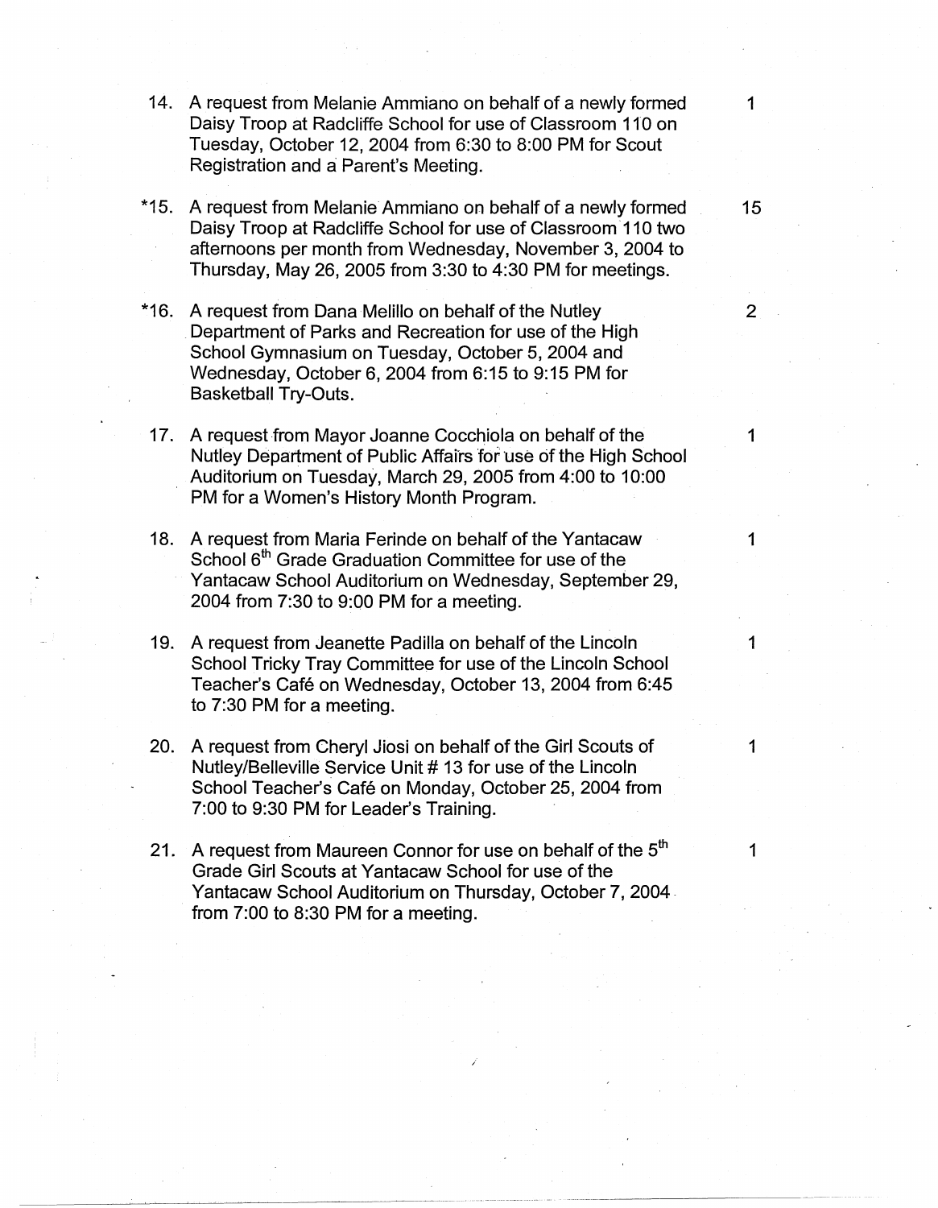14. A request from Melanie Ammiano on behalf of a newly formed Daisy Troop at Radcliffe School for use of Classroom 110 on Tuesday, October 12, 2004 from 6:30 to 8:00 PM for Scout Registration and a Parent's Meeting. — 1

*15. A request from Melanie Ammiano on behalf of a newly formed Daisy Troop at Radcliffe School for use of Classroom 110 two afternoons per month from Wednesday, November 3, 2004 to Thursday, May 26, 2005 from 3:30 to 4:30 PM for meetings. — 15

*16. A request from Dana Melillo on behalf of the Nutley Department of Parks and Recreation for use of the High School Gymnasium on Tuesday, October 5, 2004 and Wednesday, October 6, 2004 from 6:15 to 9:15 PM for Basketball Try-Outs. — 2

17. A request from Mayor Joanne Cocchiola on behalf of the Nutley Department of Public Affairs for use of the High School Auditorium on Tuesday, March 29, 2005 from 4:00 to 10:00 PM for a Women's History Month Program. — 1

18. A request from Maria Ferinde on behalf of the Yantacaw School 6th Grade Graduation Committee for use of the Yantacaw School Auditorium on Wednesday, September 29, 2004 from 7:30 to 9:00 PM for a meeting. — 1

19. A request from Jeanette Padilla on behalf of the Lincoln School Tricky Tray Committee for use of the Lincoln School Teacher's Café on Wednesday, October 13, 2004 from 6:45 to 7:30 PM for a meeting. — 1

20. A request from Cheryl Jiosi on behalf of the Girl Scouts of Nutley/Belleville Service Unit # 13 for use of the Lincoln School Teacher's Café on Monday, October 25, 2004 from 7:00 to 9:30 PM for Leader's Training. — 1

21. A request from Maureen Connor for use on behalf of the 5th Grade Girl Scouts at Yantacaw School for use of the Yantacaw School Auditorium on Thursday, October 7, 2004 from 7:00 to 8:30 PM for a meeting. — 1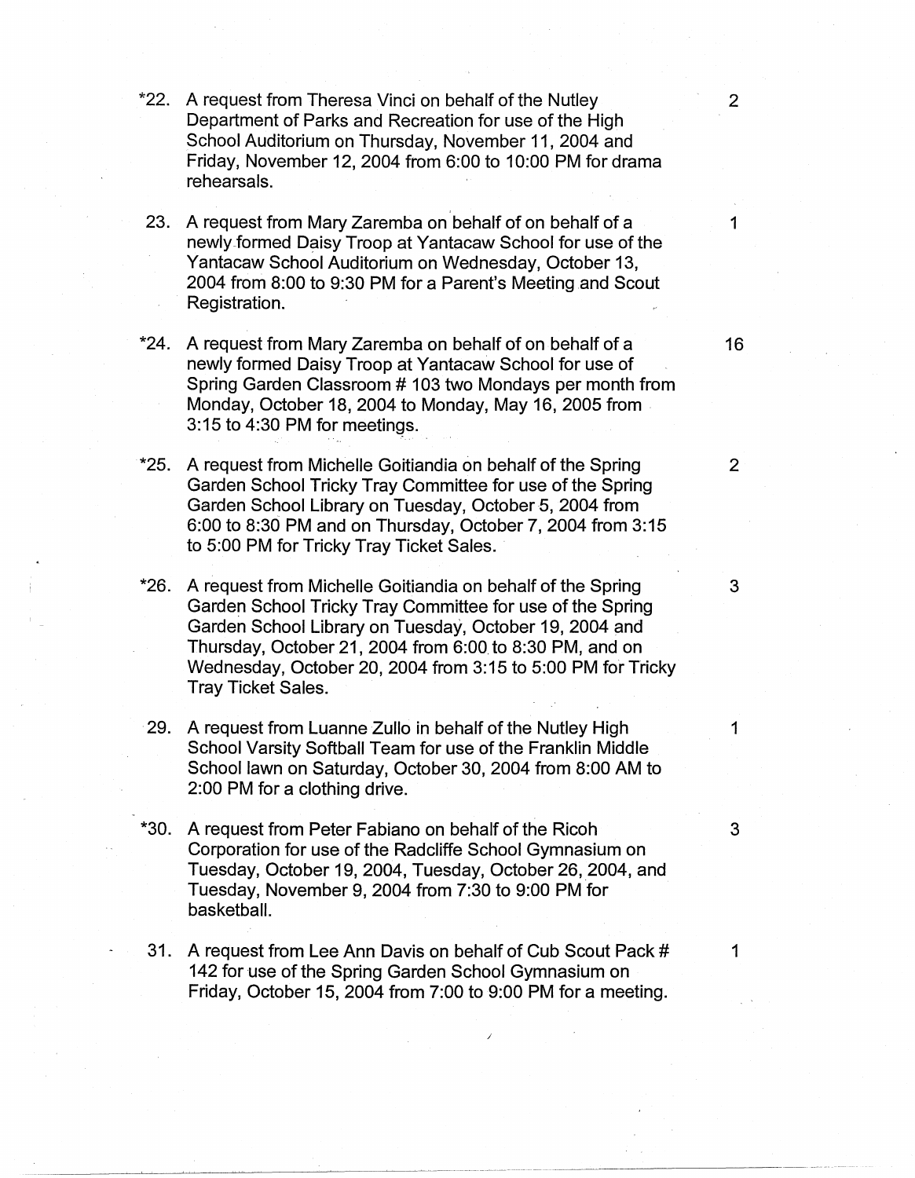*22. A request from Theresa Vinci on behalf of the Nutley Department of Parks and Recreation for use of the High School Auditorium on Thursday, November 11, 2004 and Friday, November 12, 2004 from 6:00 to 10:00 PM for drama rehearsals. — 2

23. A request from Mary Zaremba on behalf of on behalf of a newly formed Daisy Troop at Yantacaw School for use of the Yantacaw School Auditorium on Wednesday, October 13, 2004 from 8:00 to 9:30 PM for a Parent's Meeting and Scout Registration. — 1

*24. A request from Mary Zaremba on behalf of on behalf of a newly formed Daisy Troop at Yantacaw School for use of Spring Garden Classroom # 103 two Mondays per month from Monday, October 18, 2004 to Monday, May 16, 2005 from 3:15 to 4:30 PM for meetings. — 16

*25. A request from Michelle Goitiandia on behalf of the Spring Garden School Tricky Tray Committee for use of the Spring Garden School Library on Tuesday, October 5, 2004 from 6:00 to 8:30 PM and on Thursday, October 7, 2004 from 3:15 to 5:00 PM for Tricky Tray Ticket Sales. — 2

*26. A request from Michelle Goitiandia on behalf of the Spring Garden School Tricky Tray Committee for use of the Spring Garden School Library on Tuesday, October 19, 2004 and Thursday, October 21, 2004 from 6:00 to 8:30 PM, and on Wednesday, October 20, 2004 from 3:15 to 5:00 PM for Tricky Tray Ticket Sales. — 3

29. A request from Luanne Zullo in behalf of the Nutley High School Varsity Softball Team for use of the Franklin Middle School lawn on Saturday, October 30, 2004 from 8:00 AM to 2:00 PM for a clothing drive. — 1

*30. A request from Peter Fabiano on behalf of the Ricoh Corporation for use of the Radcliffe School Gymnasium on Tuesday, October 19, 2004, Tuesday, October 26, 2004, and Tuesday, November 9, 2004 from 7:30 to 9:00 PM for basketball. — 3

31. A request from Lee Ann Davis on behalf of Cub Scout Pack # 142 for use of the Spring Garden School Gymnasium on Friday, October 15, 2004 from 7:00 to 9:00 PM for a meeting. — 1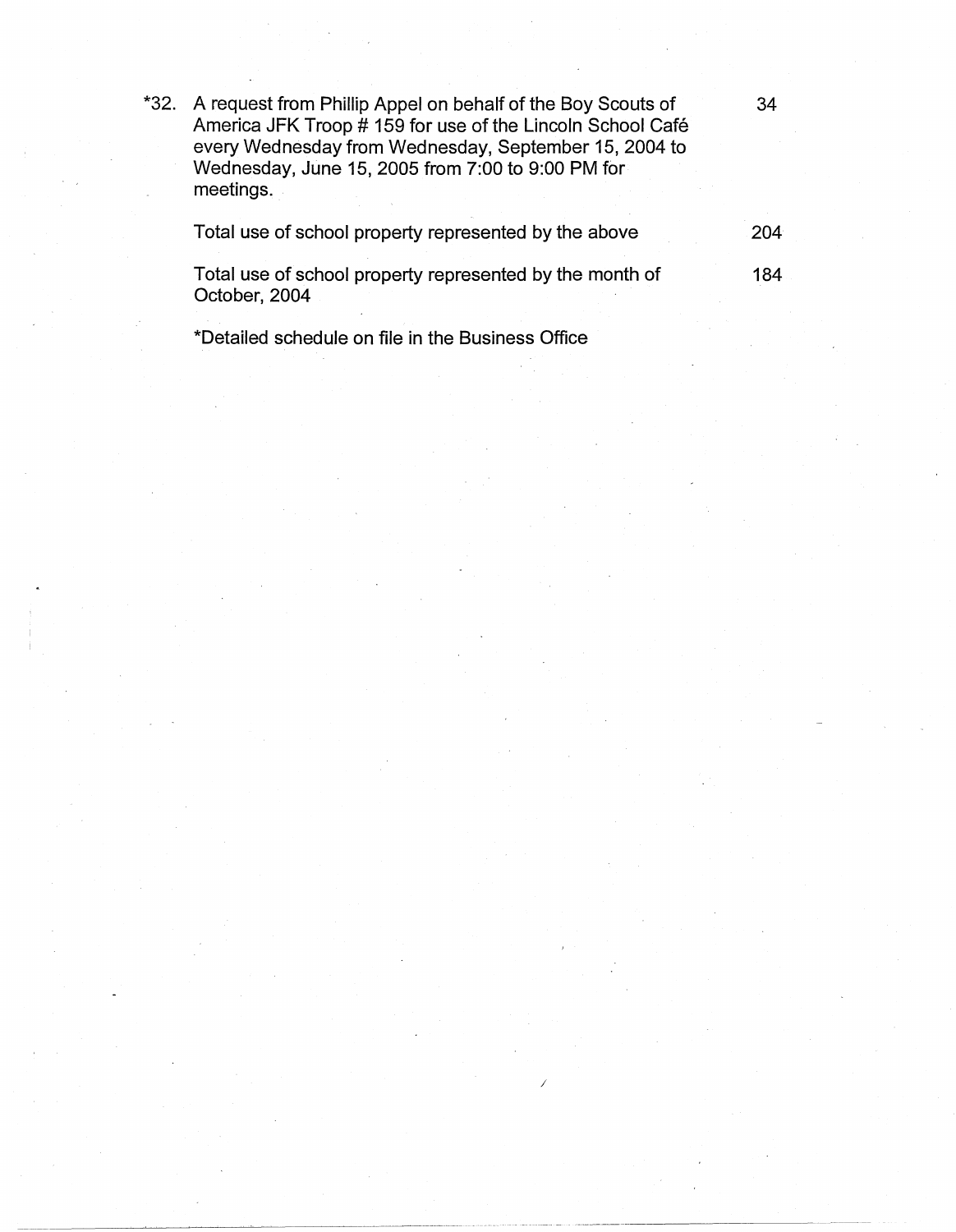| | | |
|---|---|---|
| *32. | A request from Phillip Appel on behalf of the Boy Scouts of America JFK Troop # 159 for use of the Lincoln School Café every Wednesday from Wednesday, September 15, 2004 to Wednesday, June 15, 2005 from 7:00 to 9:00 PM for meetings. | 34 |
| | Total use of school property represented by the above | 204 |
| | Total use of school property represented by the month of October, 2004 | 184 |

*Detailed schedule on file in the Business Office